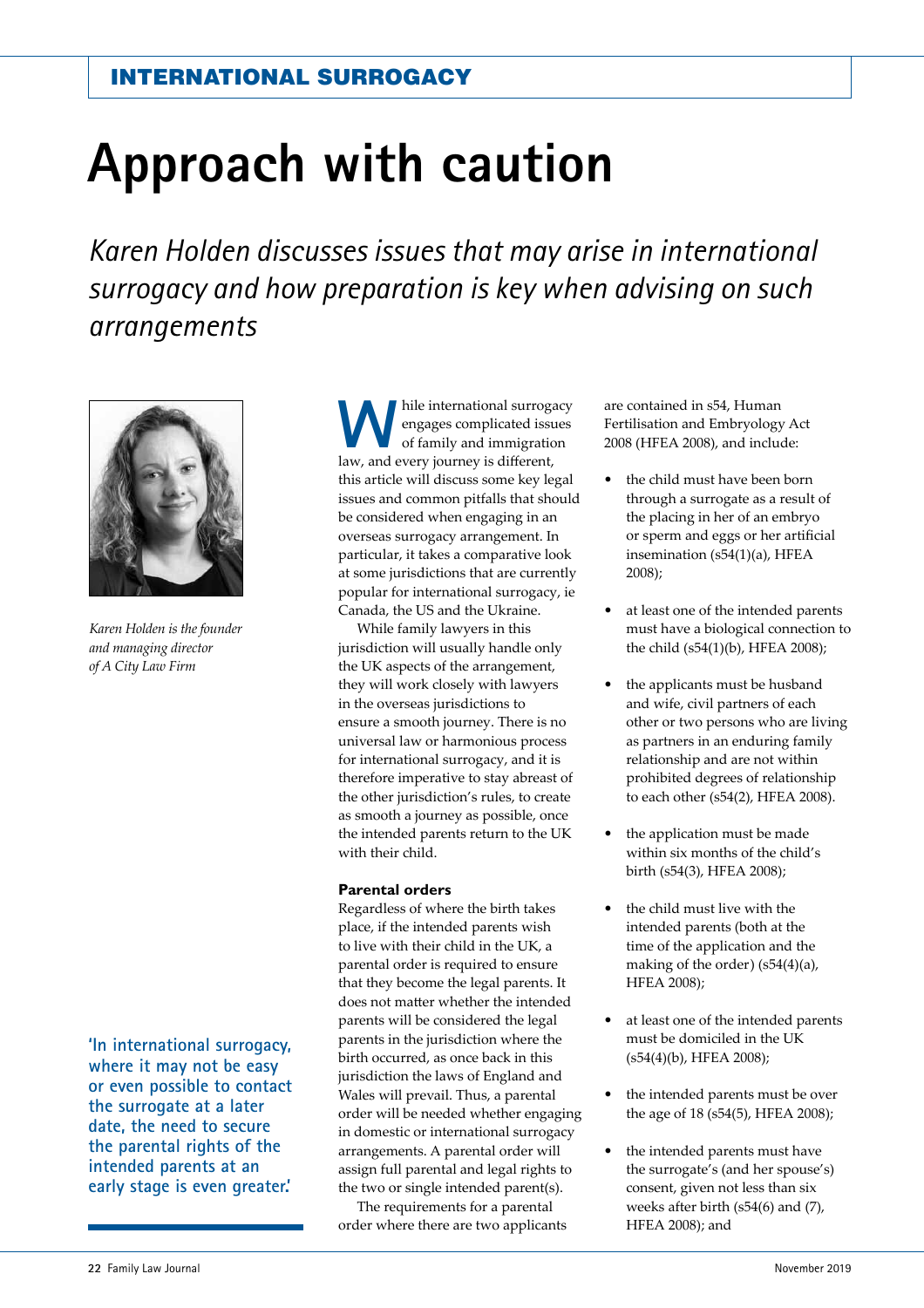# Approach with caution

*Karen Holden discusses issues that may arise in international surrogacy and how preparation is key when advising on such arrangements*

*Karen Holden is the founder and managing director of A City Law Firm*

While international surrogacy engages complicated issues of family and immigration law, and every journey is different, this article will discuss some key legal issues and common pitfalls that should be considered when engaging in an overseas surrogacy arrangement. In particular, it takes a comparative look at some jurisdictions that are currently popular for international surrogacy, ie Canada, the US and the Ukraine.

While family lawyers in this jurisdiction will usually handle only the UK aspects of the arrangement, they will work closely with lawyers in the overseas jurisdictions to ensure a smooth journey. There is no universal law or harmonious process for international surrogacy, and it is therefore imperative to stay abreast of the other jurisdiction's rules, to create as smooth a journey as possible, once the intended parents return to the UK with their child.

**'In international surrogacy, where it may not be easy or even possible to contact the surrogate at a later date, the need to secure the parental rights of the intended parents at an early stage is even greater.'**

### Parental orders

Regardless of where the birth takes place, if the intended parents wish to live with their child in the UK, a parental order is required to ensure that they become the legal parents. It does not matter whether the intended parents will be considered the legal parents in the jurisdiction where the birth occurred, as once back in this jurisdiction the laws of England and Wales will prevail. Thus, a parental order will be needed whether engaging in domestic or international surrogacy arrangements. A parental order will assign full parental and legal rights to the two or single intended parent(s).

The requirements for a parental order where there are two applicants are contained in s54, Human Fertilisation and Embryology Act 2008 (HFEA 2008), and include:

- the child must have been born through a surrogate as a result of the placing in her of an embryo or sperm and eggs or her artificial insemination (s54(1)(a), HFEA 2008);
- at least one of the intended parents must have a biological connection to the child (s54(1)(b), HFEA 2008);
- the applicants must be husband and wife, civil partners of each other or two persons who are living as partners in an enduring family relationship and are not within prohibited degrees of relationship to each other (s54(2), HFEA 2008).
- the application must be made within six months of the child's birth (s54(3), HFEA 2008);
- the child must live with the intended parents (both at the time of the application and the making of the order) (s54(4)(a), HFEA 2008);
- at least one of the intended parents must be domiciled in the UK (s54(4)(b), HFEA 2008);
- the intended parents must be over the age of 18 (s54(5), HFEA 2008);
- the intended parents must have the surrogate's (and her spouse's) consent, given not less than six weeks after birth (s54(6) and (7), HFEA 2008); and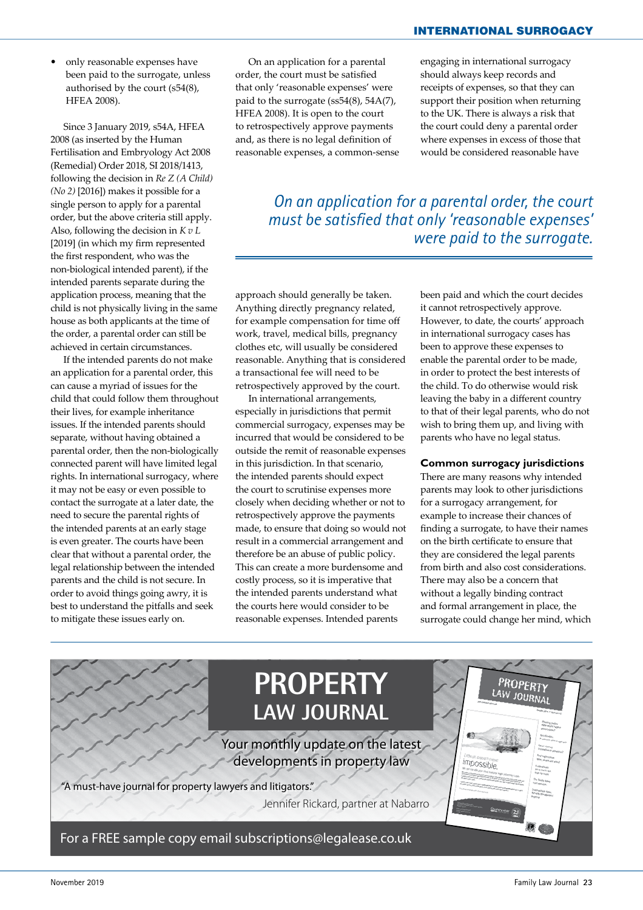- only reasonable expenses have been paid to the surrogate, unless authorised by the court (s54(8), HFEA 2008).

Since 3 January 2019, s54A, HFEA 2008 (as inserted by the Human Fertilisation and Embryology Act 2008 (Remedial) Order 2018, SI 2018/1413, following the decision in *Re Z (A Child) (No 2)* [2016]) makes it possible for a single person to apply for a parental order, but the above criteria still apply. Also, following the decision in *K v L* [2019] (in which my firm represented the first respondent, who was the non-biological intended parent), if the intended parents separate during the application process, meaning that the child is not physically living in the same house as both applicants at the time of the order, a parental order can still be achieved in certain circumstances.

If the intended parents do not make an application for a parental order, this can cause a myriad of issues for the child that could follow them throughout their lives, for example inheritance issues. If the intended parents should separate, without having obtained a parental order, then the non-biologically connected parent will have limited legal rights. In international surrogacy, where it may not be easy or even possible to contact the surrogate at a later date, the need to secure the parental rights of the intended parents at an early stage is even greater. The courts have been clear that without a parental order, the legal relationship between the intended parents and the child is not secure. In order to avoid things going awry, it is best to understand the pitfalls and seek to mitigate these issues early on.

On an application for a parental order, the court must be satisfied that only 'reasonable expenses' were paid to the surrogate (ss54(8), 54A(7), HFEA 2008). It is open to the court to retrospectively approve payments and, as there is no legal definition of reasonable expenses, a common-sense approach should generally be taken. Anything directly pregnancy related, for example compensation for time off work, travel, medical bills, pregnancy clothes etc, will usually be considered reasonable. Anything that is considered a transactional fee will need to be retrospectively approved by the court.

In international arrangements, especially in jurisdictions that permit commercial surrogacy, expenses may be incurred that would be considered to be outside the remit of reasonable expenses in this jurisdiction. In that scenario, the intended parents should expect the court to scrutinise expenses more closely when deciding whether or not to retrospectively approve the payments made, to ensure that doing so would not result in a commercial arrangement and therefore be an abuse of public policy. This can create a more burdensome and costly process, so it is imperative that the intended parents understand what the courts here would consider to be reasonable expenses. Intended parents engaging in international surrogacy should always keep records and receipts of expenses, so that they can support their position when returning to the UK. There is always a risk that the court could deny a parental order where expenses in excess of those that would be considered reasonable have been paid and which the court decides it cannot retrospectively approve. However, to date, the courts' approach in international surrogacy cases has been to approve these expenses to enable the parental order to be made, in order to protect the best interests of the child. To do otherwise would risk leaving the baby in a different country to that of their legal parents, who do not wish to bring them up, and living with parents who have no legal status.

> *On an application for a parental order, the court must be satisfied that only 'reasonable expenses' were paid to the surrogate.*

### Common surrogacy jurisdictions

There are many reasons why intended parents may look to other jurisdictions for a surrogacy arrangement, for example to increase their chances of finding a surrogate, to have their names on the birth certificate to ensure that they are considered the legal parents from birth and also cost considerations. There may also be a concern that without a legally binding contract and formal arrangement in place, the surrogate could change her mind, which

---

# PROPERTY LAW JOURNAL

Your monthly update on the latest developments in property law

"A must-have journal for property lawyers and litigators."

Jennifer Rickard, partner at Nabarro

For a FREE sample copy email subscriptions@legalease.co.uk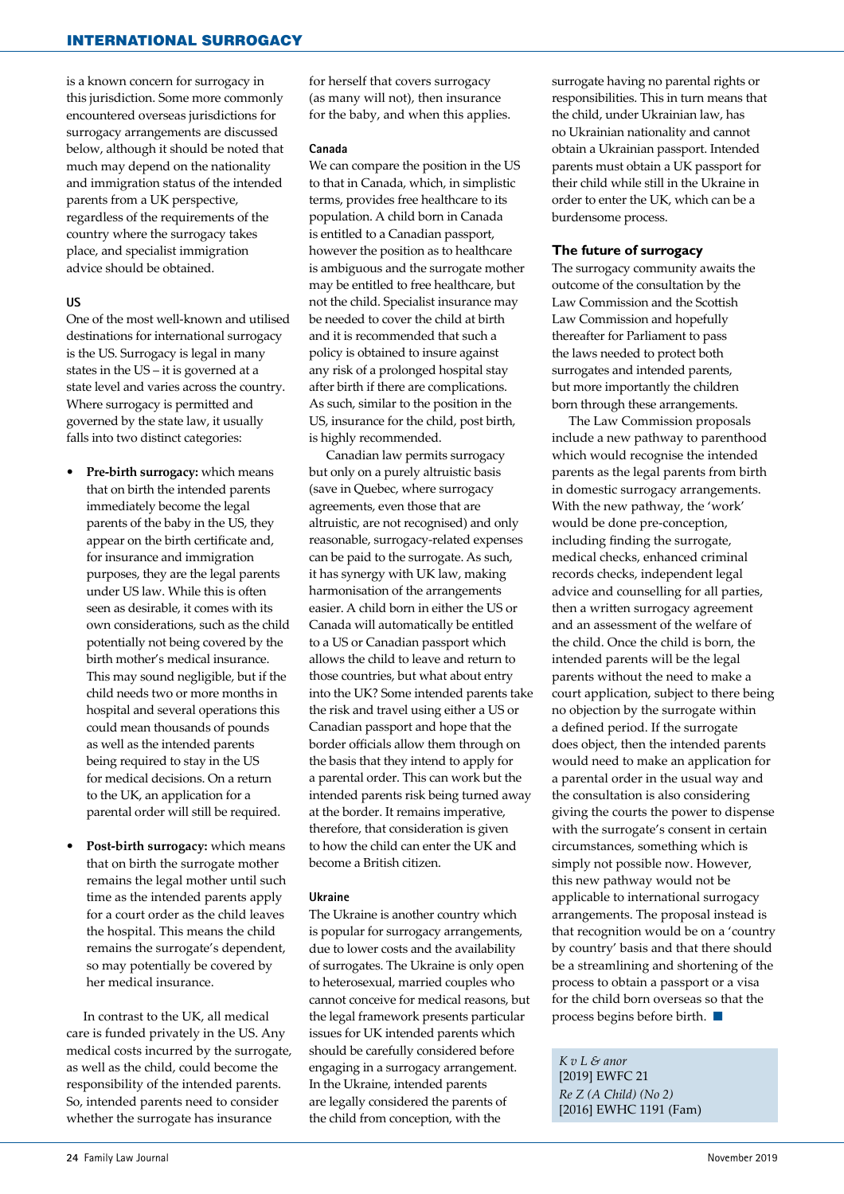is a known concern for surrogacy in this jurisdiction. Some more commonly encountered overseas jurisdictions for surrogacy arrangements are discussed below, although it should be noted that much may depend on the nationality and immigration status of the intended parents from a UK perspective, regardless of the requirements of the country where the surrogacy takes place, and specialist immigration advice should be obtained.

### US

One of the most well-known and utilised destinations for international surrogacy is the US. Surrogacy is legal in many states in the US – it is governed at a state level and varies across the country. Where surrogacy is permitted and governed by the state law, it usually falls into two distinct categories:

- **Pre-birth surrogacy:** which means that on birth the intended parents immediately become the legal parents of the baby in the US, they appear on the birth certificate and, for insurance and immigration purposes, they are the legal parents under US law. While this is often seen as desirable, it comes with its own considerations, such as the child potentially not being covered by the birth mother's medical insurance. This may sound negligible, but if the child needs two or more months in hospital and several operations this could mean thousands of pounds as well as the intended parents being required to stay in the US for medical decisions. On a return to the UK, an application for a parental order will still be required.
- **Post-birth surrogacy:** which means that on birth the surrogate mother remains the legal mother until such time as the intended parents apply for a court order as the child leaves the hospital. This means the child remains the surrogate's dependent, so may potentially be covered by her medical insurance.

In contrast to the UK, all medical care is funded privately in the US. Any medical costs incurred by the surrogate, as well as the child, could become the responsibility of the intended parents. So, intended parents need to consider whether the surrogate has insurance for herself that covers surrogacy (as many will not), then insurance for the baby, and when this applies.

### Canada

We can compare the position in the US to that in Canada, which, in simplistic terms, provides free healthcare to its population. A child born in Canada is entitled to a Canadian passport, however the position as to healthcare is ambiguous and the surrogate mother may be entitled to free healthcare, but not the child. Specialist insurance may be needed to cover the child at birth and it is recommended that such a policy is obtained to insure against any risk of a prolonged hospital stay after birth if there are complications. As such, similar to the position in the US, insurance for the child, post birth, is highly recommended.

Canadian law permits surrogacy but only on a purely altruistic basis (save in Quebec, where surrogacy agreements, even those that are altruistic, are not recognised) and only reasonable, surrogacy-related expenses can be paid to the surrogate. As such, it has synergy with UK law, making harmonisation of the arrangements easier. A child born in either the US or Canada will automatically be entitled to a US or Canadian passport which allows the child to leave and return to those countries, but what about entry into the UK? Some intended parents take the risk and travel using either a US or Canadian passport and hope that the border officials allow them through on the basis that they intend to apply for a parental order. This can work but the intended parents risk being turned away at the border. It remains imperative, therefore, that consideration is given to how the child can enter the UK and become a British citizen.

### Ukraine

The Ukraine is another country which is popular for surrogacy arrangements, due to lower costs and the availability of surrogates. The Ukraine is only open to heterosexual, married couples who cannot conceive for medical reasons, but the legal framework presents particular issues for UK intended parents which should be carefully considered before engaging in a surrogacy arrangement. In the Ukraine, intended parents are legally considered the parents of the child from conception, with the surrogate having no parental rights or responsibilities. This in turn means that the child, under Ukrainian law, has no Ukrainian nationality and cannot obtain a Ukrainian passport. Intended parents must obtain a UK passport for their child while still in the Ukraine in order to enter the UK, which can be a burdensome process.

## The future of surrogacy

The surrogacy community awaits the outcome of the consultation by the Law Commission and the Scottish Law Commission and hopefully thereafter for Parliament to pass the laws needed to protect both surrogates and intended parents, but more importantly the children born through these arrangements.

The Law Commission proposals include a new pathway to parenthood which would recognise the intended parents as the legal parents from birth in domestic surrogacy arrangements. With the new pathway, the 'work' would be done pre-conception, including finding the surrogate, medical checks, enhanced criminal records checks, independent legal advice and counselling for all parties, then a written surrogacy agreement and an assessment of the welfare of the child. Once the child is born, the intended parents will be the legal parents without the need to make a court application, subject to there being no objection by the surrogate within a defined period. If the surrogate does object, then the intended parents would need to make an application for a parental order in the usual way and the consultation is also considering giving the courts the power to dispense with the surrogate's consent in certain circumstances, something which is simply not possible now. However, this new pathway would not be applicable to international surrogacy arrangements. The proposal instead is that recognition would be on a 'country by country' basis and that there should be a streamlining and shortening of the process to obtain a passport or a visa for the child born overseas so that the process begins before birth. ■

*K v L & anor*
[2019] EWFC 21
*Re Z (A Child) (No 2)*
[2016] EWHC 1191 (Fam)